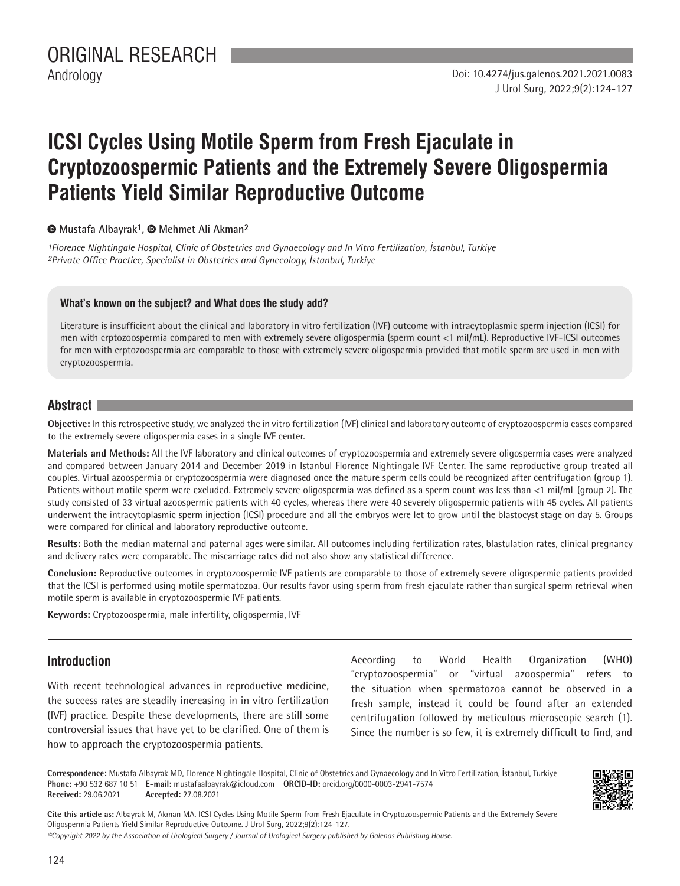ORIGINAL RESEARCH

Andrology

Doi: 10.4274/jus.galenos.2021.2021.0083

# ICSI Cycles Using Motile Sperm from Fresh Ejaculate in Cryptozoospermic Patients and the Extremely Severe Oligospermia Patients Yield Similar Reproductive Outcome

**Mustafa Albayrak[1], Mehmet Ali Akman[2]**

*[1]Florence Nightingale Hospital, Clinic of Obstetrics and Gynaecology and In Vitro Fertilization, İstanbul, Turkiye*
*[2]Private Office Practice, Specialist in Obstetrics and Gynecology, İstanbul, Turkiye*

### What's known on the subject? and What does the study add?

Literature is insufficient about the clinical and laboratory in vitro fertilization (IVF) outcome with intracytoplasmic sperm injection (ICSI) for men with crptozoospermia compared to men with extremely severe oligospermia (sperm count <1 mil/mL). Reproductive IVF-ICSI outcomes for men with crptozoospermia are comparable to those with extremely severe oligospermia provided that motile sperm are used in men with cryptozoospermia.

## Abstract

**Objective:** In this retrospective study, we analyzed the in vitro fertilization (IVF) clinical and laboratory outcome of cryptozoospermia cases compared to the extremely severe oligospermia cases in a single IVF center.

**Materials and Methods:** All the IVF laboratory and clinical outcomes of cryptozoospermia and extremely severe oligospermia cases were analyzed and compared between January 2014 and December 2019 in Istanbul Florence Nightingale IVF Center. The same reproductive group treated all couples. Virtual azoospermia or cryptozoospermia were diagnosed once the mature sperm cells could be recognized after centrifugation (group 1). Patients without motile sperm were excluded. Extremely severe oligospermia was defined as a sperm count was less than <1 mil/mL (group 2). The study consisted of 33 virtual azoospermic patients with 40 cycles, whereas there were 40 severely oligospermic patients with 45 cycles. All patients underwent the intracytoplasmic sperm injection (ICSI) procedure and all the embryos were let to grow until the blastocyst stage on day 5. Groups were compared for clinical and laboratory reproductive outcome.

**Results:** Both the median maternal and paternal ages were similar. All outcomes including fertilization rates, blastulation rates, clinical pregnancy and delivery rates were comparable. The miscarriage rates did not also show any statistical difference.

**Conclusion:** Reproductive outcomes in cryptozoospermic IVF patients are comparable to those of extremely severe oligospermic patients provided that the ICSI is performed using motile spermatozoa. Our results favor using sperm from fresh ejaculate rather than surgical sperm retrieval when motile sperm is available in cryptozoospermic IVF patients.

**Keywords:** Cryptozoospermia, male infertility, oligospermia, IVF

## Introduction

With recent technological advances in reproductive medicine, the success rates are steadily increasing in in vitro fertilization (IVF) practice. Despite these developments, there are still some controversial issues that have yet to be clarified. One of them is how to approach the cryptozoospermia patients.

According to World Health Organization (WHO) "cryptozoospermia" or "virtual azoospermia" refers to the situation when spermatozoa cannot be observed in a fresh sample, instead it could be found after an extended centrifugation followed by meticulous microscopic search (1). Since the number is so few, it is extremely difficult to find, and

**Correspondence:** Mustafa Albayrak MD, Florence Nightingale Hospital, Clinic of Obstetrics and Gynaecology and In Vitro Fertilization, İstanbul, Turkiye
**Phone:** +90 532 687 10 51 **E-mail:** mustafaalbayrak@icloud.com **ORCID-ID:** orcid.org/0000-0003-2941-7574
**Received:** 29.06.2021 **Accepted:** 27.08.2021

**Cite this article as:** Albayrak M, Akman MA. ICSI Cycles Using Motile Sperm from Fresh Ejaculate in Cryptozoospermic Patients and the Extremely Severe Oligospermia Patients Yield Similar Reproductive Outcome. J Urol Surg, 2022;9(2):124-127.

*©Copyright 2022 by the Association of Urological Surgery / Journal of Urological Surgery published by Galenos Publishing House.*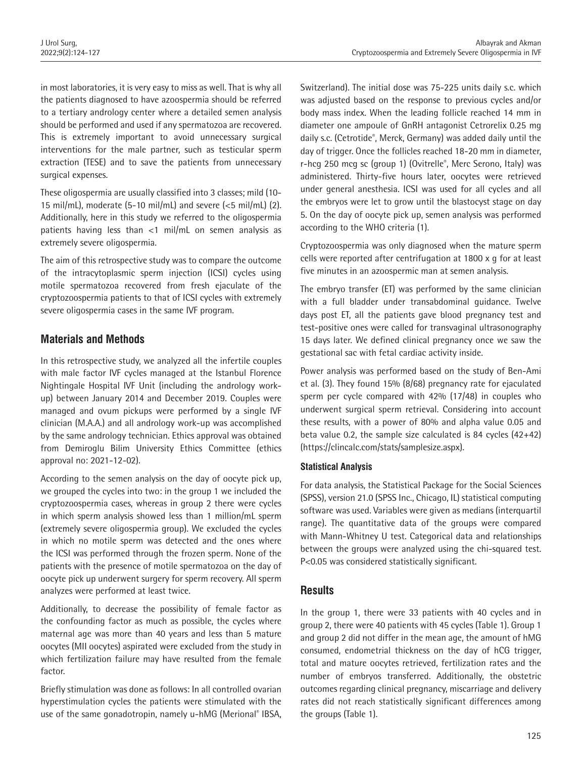in most laboratories, it is very easy to miss as well. That is why all the patients diagnosed to have azoospermia should be referred to a tertiary andrology center where a detailed semen analysis should be performed and used if any spermatozoa are recovered. This is extremely important to avoid unnecessary surgical interventions for the male partner, such as testicular sperm extraction (TESE) and to save the patients from unnecessary surgical expenses.

These oligospermia are usually classified into 3 classes; mild (10-15 mil/mL), moderate (5-10 mil/mL) and severe (<5 mil/mL) (2). Additionally, here in this study we referred to the oligospermia patients having less than <1 mil/mL on semen analysis as extremely severe oligospermia.

The aim of this retrospective study was to compare the outcome of the intracytoplasmic sperm injection (ICSI) cycles using motile spermatozoa recovered from fresh ejaculate of the cryptozoospermia patients to that of ICSI cycles with extremely severe oligospermia cases in the same IVF program.

## Materials and Methods

In this retrospective study, we analyzed all the infertile couples with male factor IVF cycles managed at the Istanbul Florence Nightingale Hospital IVF Unit (including the andrology work-up) between January 2014 and December 2019. Couples were managed and ovum pickups were performed by a single IVF clinician (M.A.A.) and all andrology work-up was accomplished by the same andrology technician. Ethics approval was obtained from Demiroglu Bilim University Ethics Committee (ethics approval no: 2021-12-02).

According to the semen analysis on the day of oocyte pick up, we grouped the cycles into two: in the group 1 we included the cryptozoospermia cases, whereas in group 2 there were cycles in which sperm analysis showed less than 1 million/mL sperm (extremely severe oligospermia group). We excluded the cycles in which no motile sperm was detected and the ones where the ICSI was performed through the frozen sperm. None of the patients with the presence of motile spermatozoa on the day of oocyte pick up underwent surgery for sperm recovery. All sperm analyzes were performed at least twice.

Additionally, to decrease the possibility of female factor as the confounding factor as much as possible, the cycles where maternal age was more than 40 years and less than 5 mature oocytes (MII oocytes) aspirated were excluded from the study in which fertilization failure may have resulted from the female factor.

Briefly stimulation was done as follows: In all controlled ovarian hyperstimulation cycles the patients were stimulated with the use of the same gonadotropin, namely u-hMG (Merional® IBSA, Switzerland). The initial dose was 75-225 units daily s.c. which was adjusted based on the response to previous cycles and/or body mass index. When the leading follicle reached 14 mm in diameter one ampoule of GnRH antagonist Cetrorelix 0.25 mg daily s.c. (Cetrotide®, Merck, Germany) was added daily until the day of trigger. Once the follicles reached 18-20 mm in diameter, r-hcg 250 mcg sc (group 1) (Ovitrelle®, Merc Serono, Italy) was administered. Thirty-five hours later, oocytes were retrieved under general anesthesia. ICSI was used for all cycles and all the embryos were let to grow until the blastocyst stage on day 5. On the day of oocyte pick up, semen analysis was performed according to the WHO criteria (1).

Cryptozoospermia was only diagnosed when the mature sperm cells were reported after centrifugation at 1800 x g for at least five minutes in an azoospermic man at semen analysis.

The embryo transfer (ET) was performed by the same clinician with a full bladder under transabdominal guidance. Twelve days post ET, all the patients gave blood pregnancy test and test-positive ones were called for transvaginal ultrasonography 15 days later. We defined clinical pregnancy once we saw the gestational sac with fetal cardiac activity inside.

Power analysis was performed based on the study of Ben-Ami et al. (3). They found 15% (8/68) pregnancy rate for ejaculated sperm per cycle compared with 42% (17/48) in couples who underwent surgical sperm retrieval. Considering into account these results, with a power of 80% and alpha value 0.05 and beta value 0.2, the sample size calculated is 84 cycles (42+42) (https://clincalc.com/stats/samplesize.aspx).

### Statistical Analysis

For data analysis, the Statistical Package for the Social Sciences (SPSS), version 21.0 (SPSS Inc., Chicago, IL) statistical computing software was used. Variables were given as medians (interquartil range). The quantitative data of the groups were compared with Mann-Whitney U test. Categorical data and relationships between the groups were analyzed using the chi-squared test. P<0.05 was considered statistically significant.

## Results

In the group 1, there were 33 patients with 40 cycles and in group 2, there were 40 patients with 45 cycles (Table 1). Group 1 and group 2 did not differ in the mean age, the amount of hMG consumed, endometrial thickness on the day of hCG trigger, total and mature oocytes retrieved, fertilization rates and the number of embryos transferred. Additionally, the obstetric outcomes regarding clinical pregnancy, miscarriage and delivery rates did not reach statistically significant differences among the groups (Table 1).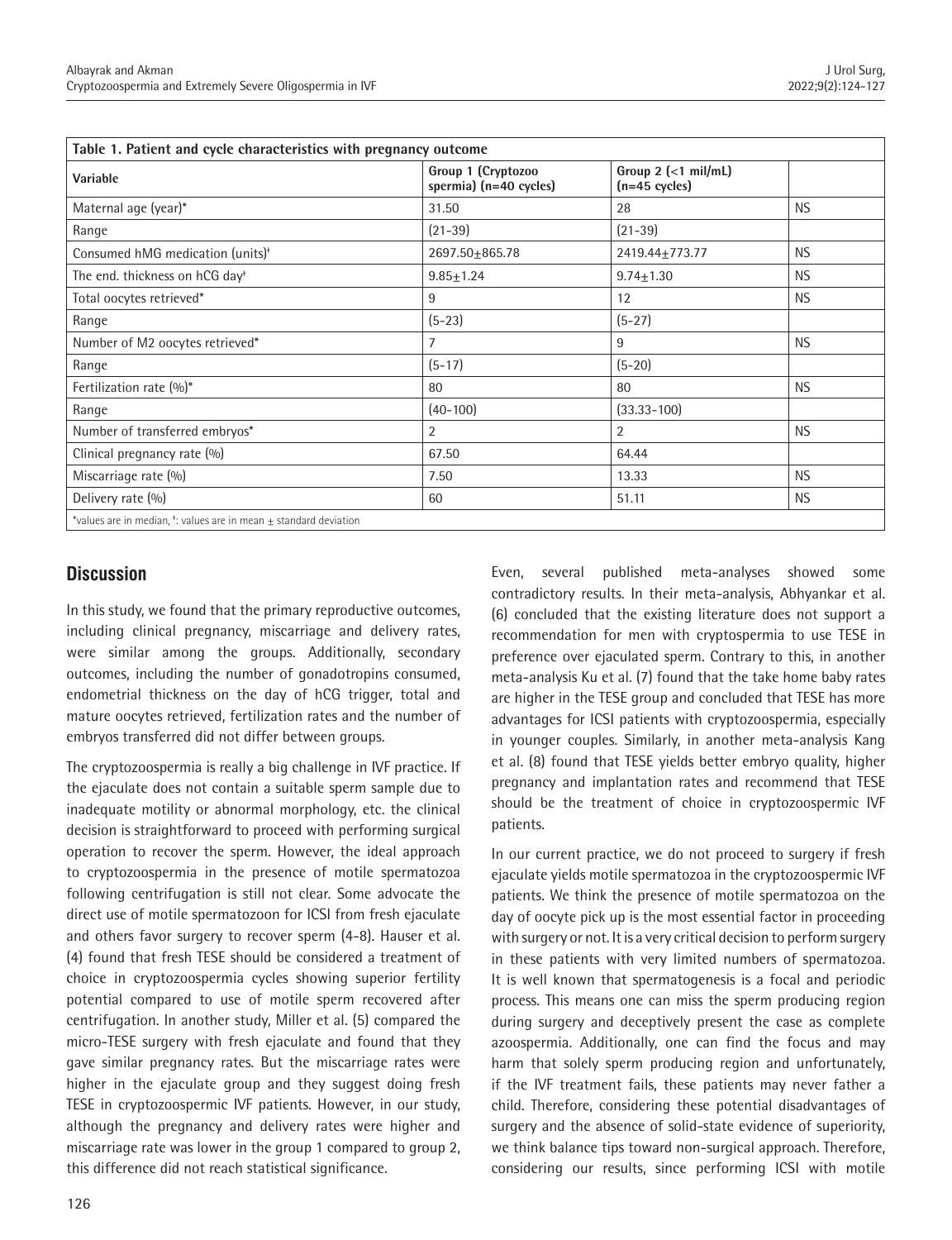| Table 1. Patient and cycle characteristics with pregnancy outcome | | | |
|---|---|---|---|
| Variable | Group 1 (Cryptozoo spermia) (n=40 cycles) | Group 2 (<1 mil/mL) (n=45 cycles) | |
| Maternal age (year)* | 31.50 | 28 | NS |
| Range | (21-39) | (21-39) | |
| Consumed hMG medication (units)[†] | 2697.50±865.78 | 2419.44±773.77 | NS |
| The end. thickness on hCG day[†] | 9.85±1.24 | 9.74±1.30 | NS |
| Total oocytes retrieved* | 9 | 12 | NS |
| Range | (5-23) | (5-27) | |
| Number of M2 oocytes retrieved* | 7 | 9 | NS |
| Range | (5-17) | (5-20) | |
| Fertilization rate (%)* | 80 | 80 | NS |
| Range | (40-100) | (33.33-100) | |
| Number of transferred embryos* | 2 | 2 | NS |
| Clinical pregnancy rate (%) | 67.50 | 64.44 | |
| Miscarriage rate (%) | 7.50 | 13.33 | NS |
| Delivery rate (%) | 60 | 51.11 | NS |

*values are in median, [†]: values are in mean ± standard deviation

## Discussion

In this study, we found that the primary reproductive outcomes, including clinical pregnancy, miscarriage and delivery rates, were similar among the groups. Additionally, secondary outcomes, including the number of gonadotropins consumed, endometrial thickness on the day of hCG trigger, total and mature oocytes retrieved, fertilization rates and the number of embryos transferred did not differ between groups.

The cryptozoospermia is really a big challenge in IVF practice. If the ejaculate does not contain a suitable sperm sample due to inadequate motility or abnormal morphology, etc. the clinical decision is straightforward to proceed with performing surgical operation to recover the sperm. However, the ideal approach to cryptozoospermia in the presence of motile spermatozoa following centrifugation is still not clear. Some advocate the direct use of motile spermatozoon for ICSI from fresh ejaculate and others favor surgery to recover sperm (4-8). Hauser et al. (4) found that fresh TESE should be considered a treatment of choice in cryptozoospermia cycles showing superior fertility potential compared to use of motile sperm recovered after centrifugation. In another study, Miller et al. (5) compared the micro-TESE surgery with fresh ejaculate and found that they gave similar pregnancy rates. But the miscarriage rates were higher in the ejaculate group and they suggest doing fresh TESE in cryptozoospermic IVF patients. However, in our study, although the pregnancy and delivery rates were higher and miscarriage rate was lower in the group 1 compared to group 2, this difference did not reach statistical significance.

Even, several published meta-analyses showed some contradictory results. In their meta-analysis, Abhyankar et al. (6) concluded that the existing literature does not support a recommendation for men with cryptospermia to use TESE in preference over ejaculated sperm. Contrary to this, in another meta-analysis Ku et al. (7) found that the take home baby rates are higher in the TESE group and concluded that TESE has more advantages for ICSI patients with cryptozoospermia, especially in younger couples. Similarly, in another meta-analysis Kang et al. (8) found that TESE yields better embryo quality, higher pregnancy and implantation rates and recommend that TESE should be the treatment of choice in cryptozoospermic IVF patients.

In our current practice, we do not proceed to surgery if fresh ejaculate yields motile spermatozoa in the cryptozoospermic IVF patients. We think the presence of motile spermatozoa on the day of oocyte pick up is the most essential factor in proceeding with surgery or not. It is a very critical decision to perform surgery in these patients with very limited numbers of spermatozoa. It is well known that spermatogenesis is a focal and periodic process. This means one can miss the sperm producing region during surgery and deceptively present the case as complete azoospermia. Additionally, one can find the focus and may harm that solely sperm producing region and unfortunately, if the IVF treatment fails, these patients may never father a child. Therefore, considering these potential disadvantages of surgery and the absence of solid-state evidence of superiority, we think balance tips toward non-surgical approach. Therefore, considering our results, since performing ICSI with motile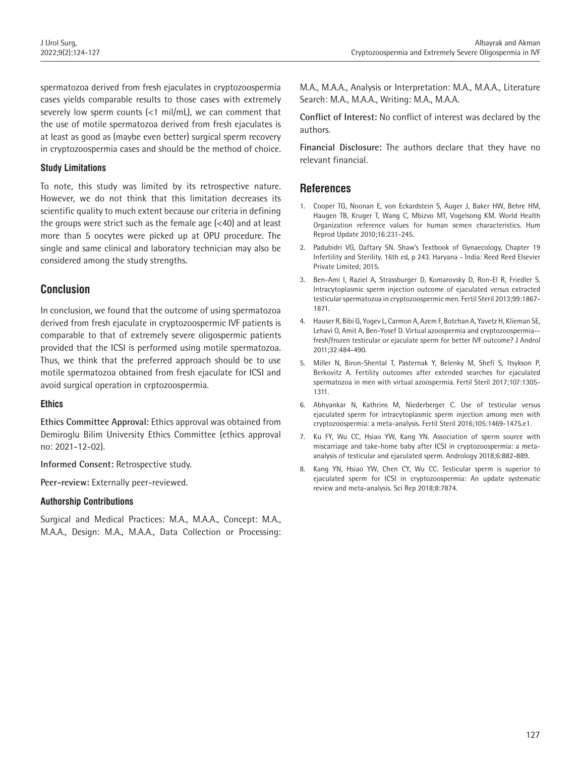spermatozoa derived from fresh ejaculates in cryptozoospermia cases yields comparable results to those cases with extremely severely low sperm counts (<1 mil/mL), we can comment that the use of motile spermatozoa derived from fresh ejaculates is at least as good as (maybe even better) surgical sperm recovery in cryptozoospermia cases and should be the method of choice.

### Study Limitations

To note, this study was limited by its retrospective nature. However, we do not think that this limitation decreases its scientific quality to much extent because our criteria in defining the groups were strict such as the female age (<40) and at least more than 5 oocytes were picked up at OPU procedure. The single and same clinical and laboratory technician may also be considered among the study strengths.

## Conclusion

In conclusion, we found that the outcome of using spermatozoa derived from fresh ejaculate in cryptozoospermic IVF patients is comparable to that of extremely severe oligospermic patients provided that the ICSI is performed using motile spermatozoa. Thus, we think that the preferred approach should be to use motile spermatozoa obtained from fresh ejaculate for ICSI and avoid surgical operation in crptozoospermia.

### Ethics

**Ethics Committee Approval:** Ethics approval was obtained from Demiroglu Bilim University Ethics Committee (ethics approval no: 2021-12-02).

**Informed Consent:** Retrospective study.

**Peer-review:** Externally peer-reviewed.

### Authorship Contributions

Surgical and Medical Practices: M.A., M.A.A., Concept: M.A., M.A.A., Design: M.A., M.A.A., Data Collection or Processing: M.A., M.A.A., Analysis or Interpretation: M.A., M.A.A., Literature Search: M.A., M.A.A., Writing: M.A., M.A.A.

**Conflict of Interest:** No conflict of interest was declared by the authors.

**Financial Disclosure:** The authors declare that they have no relevant financial.

## References

1. Cooper TG, Noonan E, von Eckardstein S, Auger J, Baker HW, Behre HM, Haugen TB, Kruger T, Wang C, Mbizvo MT, Vogelsong KM. World Health Organization reference values for human semen characteristics. Hum Reprod Update 2010;16:231-245.
2. Padubidri VG, Daftary SN. Shaw's Textbook of Gynaecology, Chapter 19 Infertility and Sterility. 16th ed, p 243. Haryana - India: Reed Reed Elsevier Private Limited; 2015.
3. Ben-Ami I, Raziel A, Strassburger D, Komarovsky D, Ron-El R, Friedler S. Intracytoplasmic sperm injection outcome of ejaculated versus extracted testicular spermatozoa in cryptozoospermic men. Fertil Steril 2013;99:1867-1871.
4. Hauser R, Bibi G, Yogev L, Carmon A, Azem F, Botchan A, Yavetz H, Klieman SE, Lehavi O, Amit A, Ben-Yosef D. Virtual azoospermia and cryptozoospermia--fresh/frozen testicular or ejaculate sperm for better IVF outcome? J Androl 2011;32:484-490.
5. Miller N, Biron-Shental T, Pasternak Y, Belenky M, Shefi S, Itsykson P, Berkovitz A. Fertility outcomes after extended searches for ejaculated spermatozoa in men with virtual azoospermia. Fertil Steril 2017;107:1305-1311.
6. Abhyankar N, Kathrins M, Niederberger C. Use of testicular versus ejaculated sperm for intracytoplasmic sperm injection among men with cryptozoospermia: a meta-analysis. Fertil Steril 2016;105:1469-1475.e1.
7. Ku FY, Wu CC, Hsiao YW, Kang YN. Association of sperm source with miscarriage and take-home baby after ICSI in cryptozoospermia: a meta-analysis of testicular and ejaculated sperm. Andrology 2018;6:882-889.
8. Kang YN, Hsiao YW, Chen CY, Wu CC. Testicular sperm is superior to ejaculated sperm for ICSI in cryptozoospermia: An update systematic review and meta-analysis. Sci Rep 2018;8:7874.